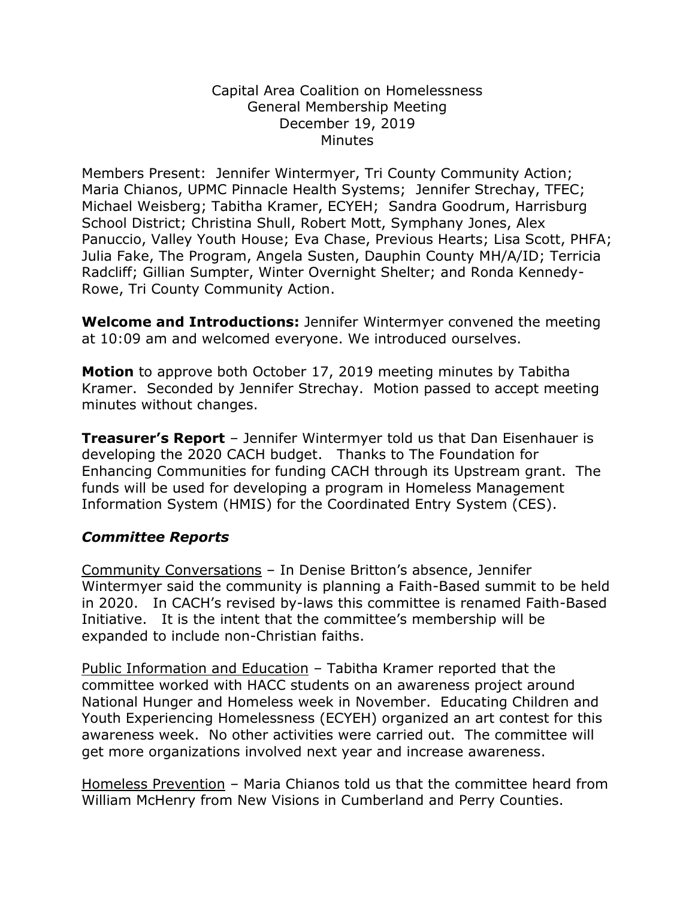Capital Area Coalition on Homelessness
General Membership Meeting
December 19, 2019
Minutes

Members Present: Jennifer Wintermyer, Tri County Community Action; Maria Chianos, UPMC Pinnacle Health Systems; Jennifer Strechay, TFEC; Michael Weisberg; Tabitha Kramer, ECYEH; Sandra Goodrum, Harrisburg School District; Christina Shull, Robert Mott, Symphany Jones, Alex Panuccio, Valley Youth House; Eva Chase, Previous Hearts; Lisa Scott, PHFA; Julia Fake, The Program, Angela Susten, Dauphin County MH/A/ID; Terricia Radcliff; Gillian Sumpter, Winter Overnight Shelter; and Ronda Kennedy-Rowe, Tri County Community Action.

**Welcome and Introductions:** Jennifer Wintermyer convened the meeting at 10:09 am and welcomed everyone. We introduced ourselves.

**Motion** to approve both October 17, 2019 meeting minutes by Tabitha Kramer. Seconded by Jennifer Strechay. Motion passed to accept meeting minutes without changes.

**Treasurer's Report** – Jennifer Wintermyer told us that Dan Eisenhauer is developing the 2020 CACH budget. Thanks to The Foundation for Enhancing Communities for funding CACH through its Upstream grant. The funds will be used for developing a program in Homeless Management Information System (HMIS) for the Coordinated Entry System (CES).

## ***Committee Reports***

Community Conversations – In Denise Britton's absence, Jennifer Wintermyer said the community is planning a Faith-Based summit to be held in 2020. In CACH's revised by-laws this committee is renamed Faith-Based Initiative. It is the intent that the committee's membership will be expanded to include non-Christian faiths.

Public Information and Education – Tabitha Kramer reported that the committee worked with HACC students on an awareness project around National Hunger and Homeless week in November. Educating Children and Youth Experiencing Homelessness (ECYEH) organized an art contest for this awareness week. No other activities were carried out. The committee will get more organizations involved next year and increase awareness.

Homeless Prevention – Maria Chianos told us that the committee heard from William McHenry from New Visions in Cumberland and Perry Counties.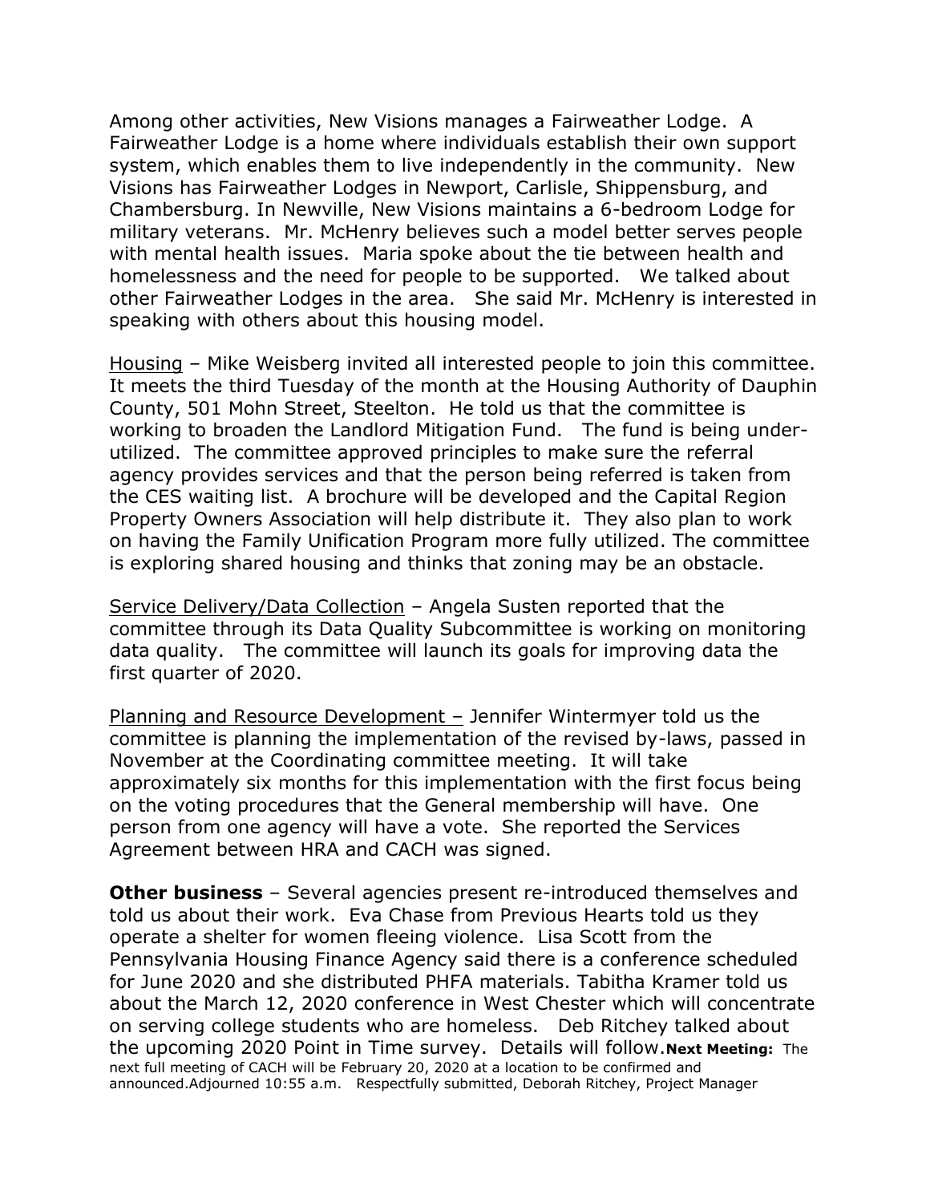Among other activities, New Visions manages a Fairweather Lodge. A Fairweather Lodge is a home where individuals establish their own support system, which enables them to live independently in the community. New Visions has Fairweather Lodges in Newport, Carlisle, Shippensburg, and Chambersburg. In Newville, New Visions maintains a 6-bedroom Lodge for military veterans. Mr. McHenry believes such a model better serves people with mental health issues. Maria spoke about the tie between health and homelessness and the need for people to be supported. We talked about other Fairweather Lodges in the area. She said Mr. McHenry is interested in speaking with others about this housing model.

Housing – Mike Weisberg invited all interested people to join this committee. It meets the third Tuesday of the month at the Housing Authority of Dauphin County, 501 Mohn Street, Steelton. He told us that the committee is working to broaden the Landlord Mitigation Fund. The fund is being under-utilized. The committee approved principles to make sure the referral agency provides services and that the person being referred is taken from the CES waiting list. A brochure will be developed and the Capital Region Property Owners Association will help distribute it. They also plan to work on having the Family Unification Program more fully utilized. The committee is exploring shared housing and thinks that zoning may be an obstacle.

Service Delivery/Data Collection – Angela Susten reported that the committee through its Data Quality Subcommittee is working on monitoring data quality. The committee will launch its goals for improving data the first quarter of 2020.

Planning and Resource Development – Jennifer Wintermyer told us the committee is planning the implementation of the revised by-laws, passed in November at the Coordinating committee meeting. It will take approximately six months for this implementation with the first focus being on the voting procedures that the General membership will have. One person from one agency will have a vote. She reported the Services Agreement between HRA and CACH was signed.

**Other business** – Several agencies present re-introduced themselves and told us about their work. Eva Chase from Previous Hearts told us they operate a shelter for women fleeing violence. Lisa Scott from the Pennsylvania Housing Finance Agency said there is a conference scheduled for June 2020 and she distributed PHFA materials. Tabitha Kramer told us about the March 12, 2020 conference in West Chester which will concentrate on serving college students who are homeless. Deb Ritchey talked about the upcoming 2020 Point in Time survey. Details will follow.

**Next Meeting:** The next full meeting of CACH will be February 20, 2020 at a location to be confirmed and announced.

Adjourned 10:55 a.m. Respectfully submitted, Deborah Ritchey, Project Manager